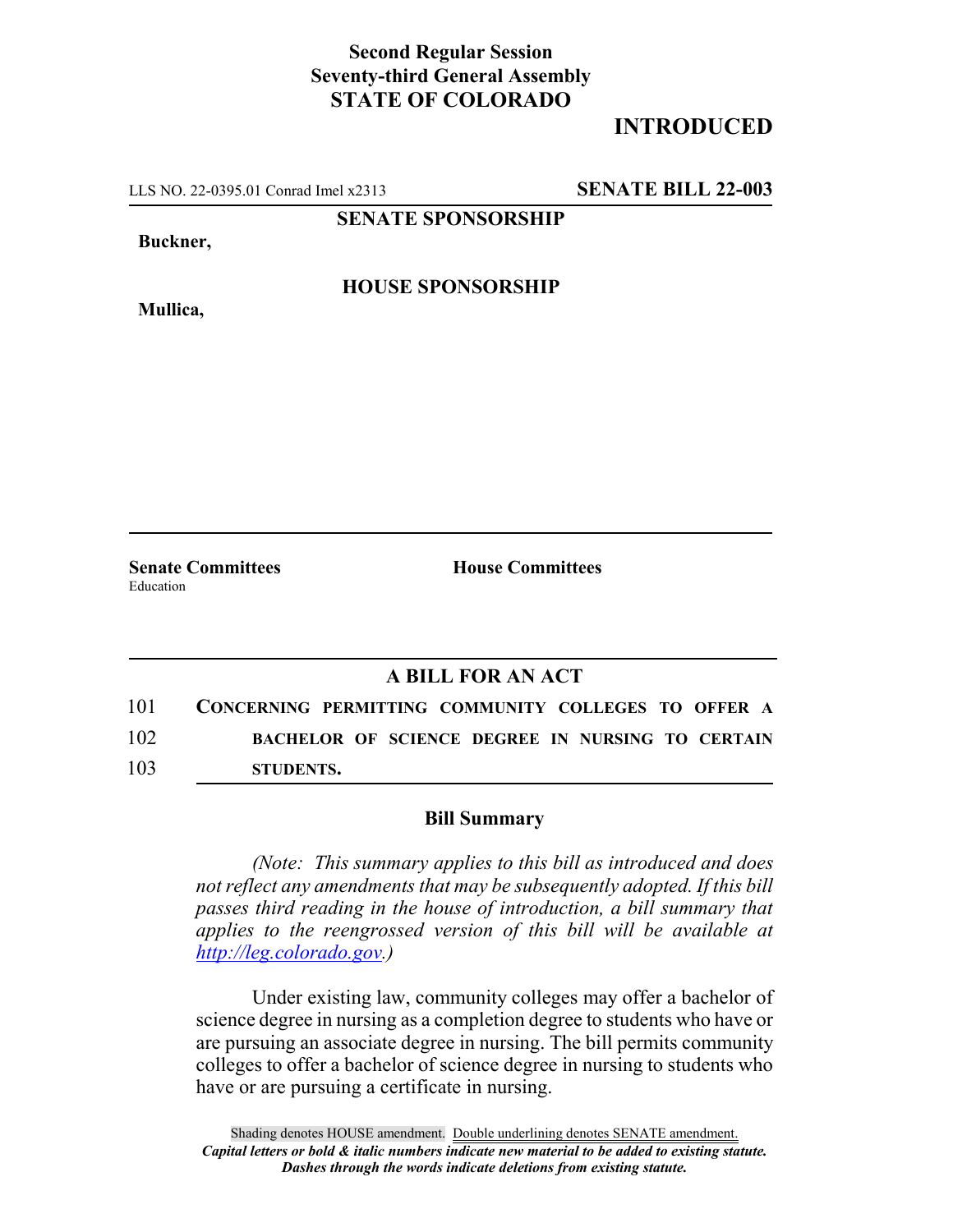**Second Regular Session**
**Seventy-third General Assembly**
**STATE OF COLORADO**

# INTRODUCED

LLS NO. 22-0395.01 Conrad Imel x2313 **SENATE BILL 22-003**

**SENATE SPONSORSHIP**

**Buckner,**

**HOUSE SPONSORSHIP**

**Mullica,**

**Senate Committees**
Education

**House Committees**

## A BILL FOR AN ACT

101 **CONCERNING PERMITTING COMMUNITY COLLEGES TO OFFER A**
102 **BACHELOR OF SCIENCE DEGREE IN NURSING TO CERTAIN**
103 **STUDENTS.**

### Bill Summary

*(Note: This summary applies to this bill as introduced and does not reflect any amendments that may be subsequently adopted. If this bill passes third reading in the house of introduction, a bill summary that applies to the reengrossed version of this bill will be available at http://leg.colorado.gov.)*

Under existing law, community colleges may offer a bachelor of science degree in nursing as a completion degree to students who have or are pursuing an associate degree in nursing. The bill permits community colleges to offer a bachelor of science degree in nursing to students who have or are pursuing a certificate in nursing.

Shading denotes HOUSE amendment. Double underlining denotes SENATE amendment.
***Capital letters or bold & italic numbers indicate new material to be added to existing statute.***
***Dashes through the words indicate deletions from existing statute.***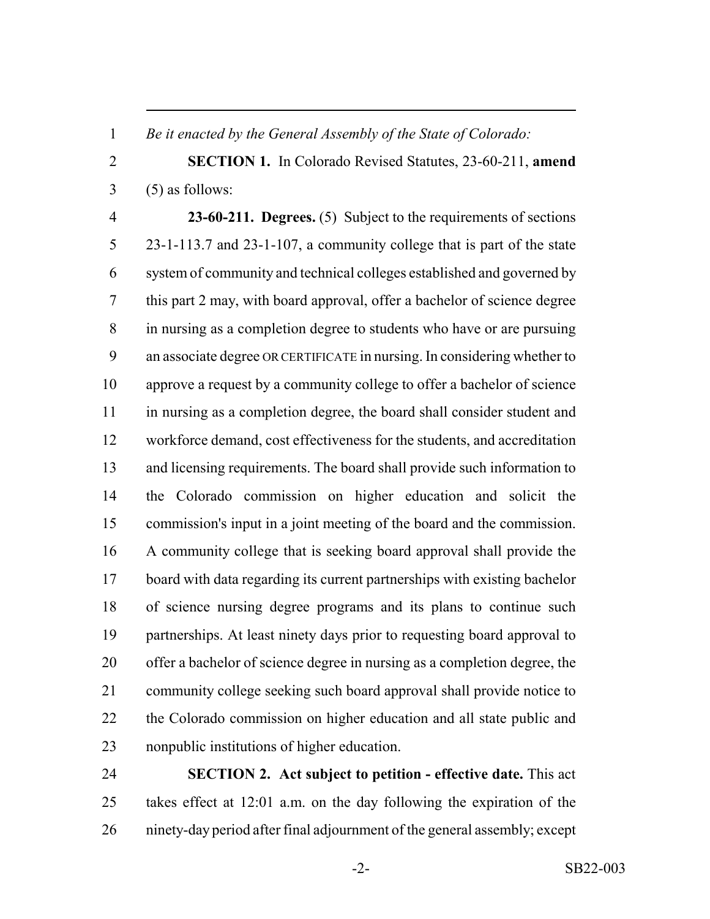*Be it enacted by the General Assembly of the State of Colorado:*

**SECTION 1.** In Colorado Revised Statutes, 23-60-211, **amend** (5) as follows:

**23-60-211. Degrees.** (5) Subject to the requirements of sections 23-1-113.7 and 23-1-107, a community college that is part of the state system of community and technical colleges established and governed by this part 2 may, with board approval, offer a bachelor of science degree in nursing as a completion degree to students who have or are pursuing an associate degree OR CERTIFICATE in nursing. In considering whether to approve a request by a community college to offer a bachelor of science in nursing as a completion degree, the board shall consider student and workforce demand, cost effectiveness for the students, and accreditation and licensing requirements. The board shall provide such information to the Colorado commission on higher education and solicit the commission's input in a joint meeting of the board and the commission. A community college that is seeking board approval shall provide the board with data regarding its current partnerships with existing bachelor of science nursing degree programs and its plans to continue such partnerships. At least ninety days prior to requesting board approval to offer a bachelor of science degree in nursing as a completion degree, the community college seeking such board approval shall provide notice to the Colorado commission on higher education and all state public and nonpublic institutions of higher education.

**SECTION 2. Act subject to petition - effective date.** This act takes effect at 12:01 a.m. on the day following the expiration of the ninety-day period after final adjournment of the general assembly; except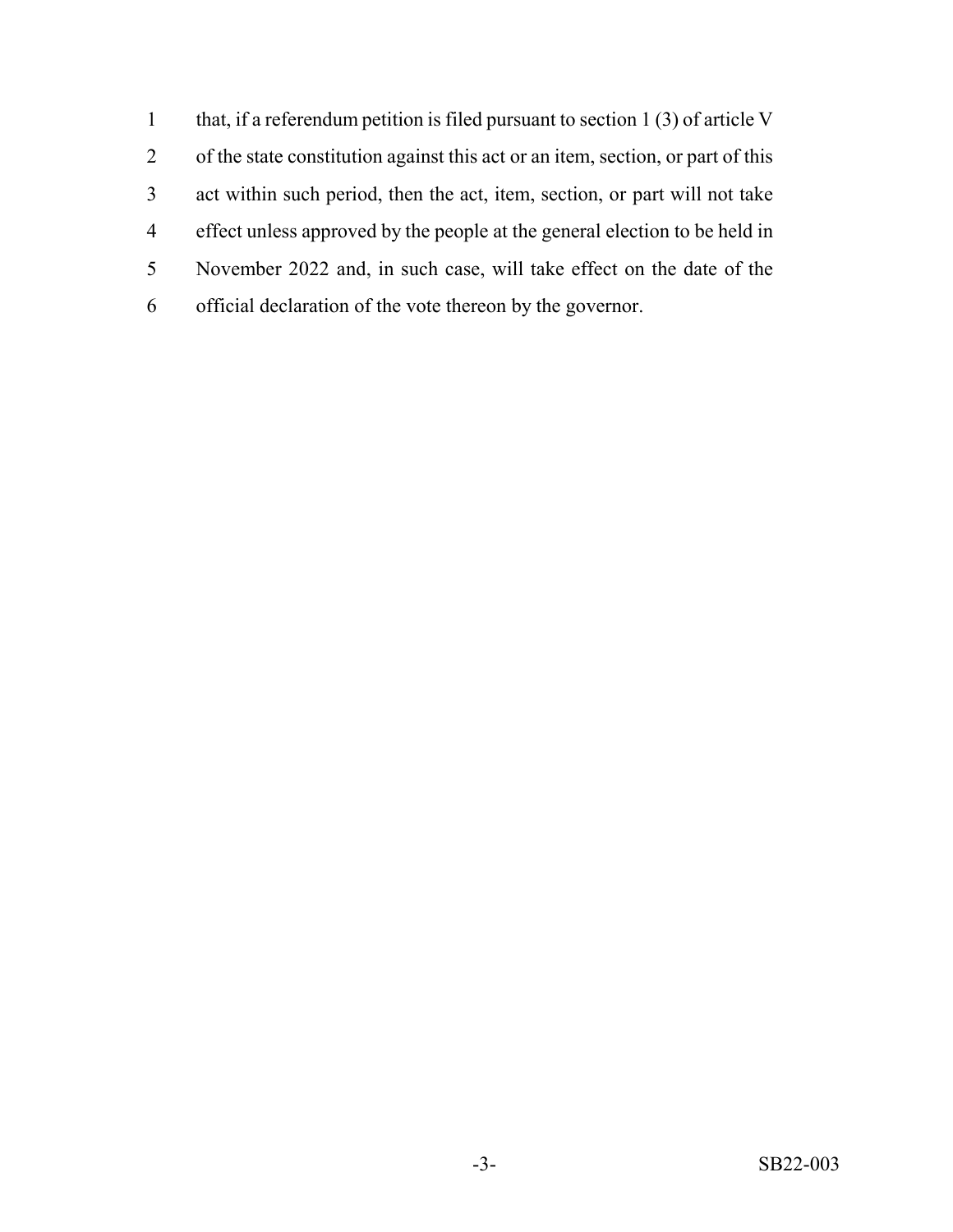that, if a referendum petition is filed pursuant to section 1 (3) of article V of the state constitution against this act or an item, section, or part of this act within such period, then the act, item, section, or part will not take effect unless approved by the people at the general election to be held in November 2022 and, in such case, will take effect on the date of the official declaration of the vote thereon by the governor.